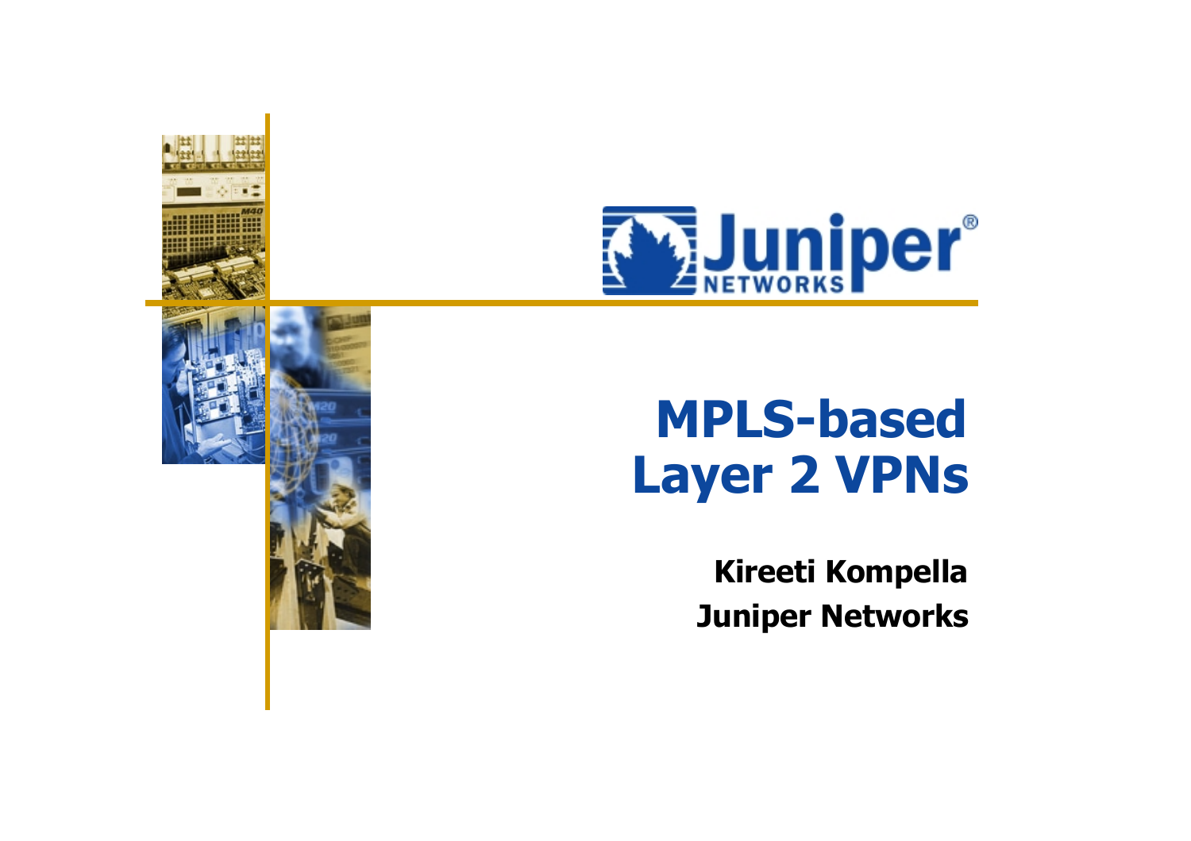# MPLS-based Layer 2 VPNs

**Kireeti Kompella**

**Juniper Networks**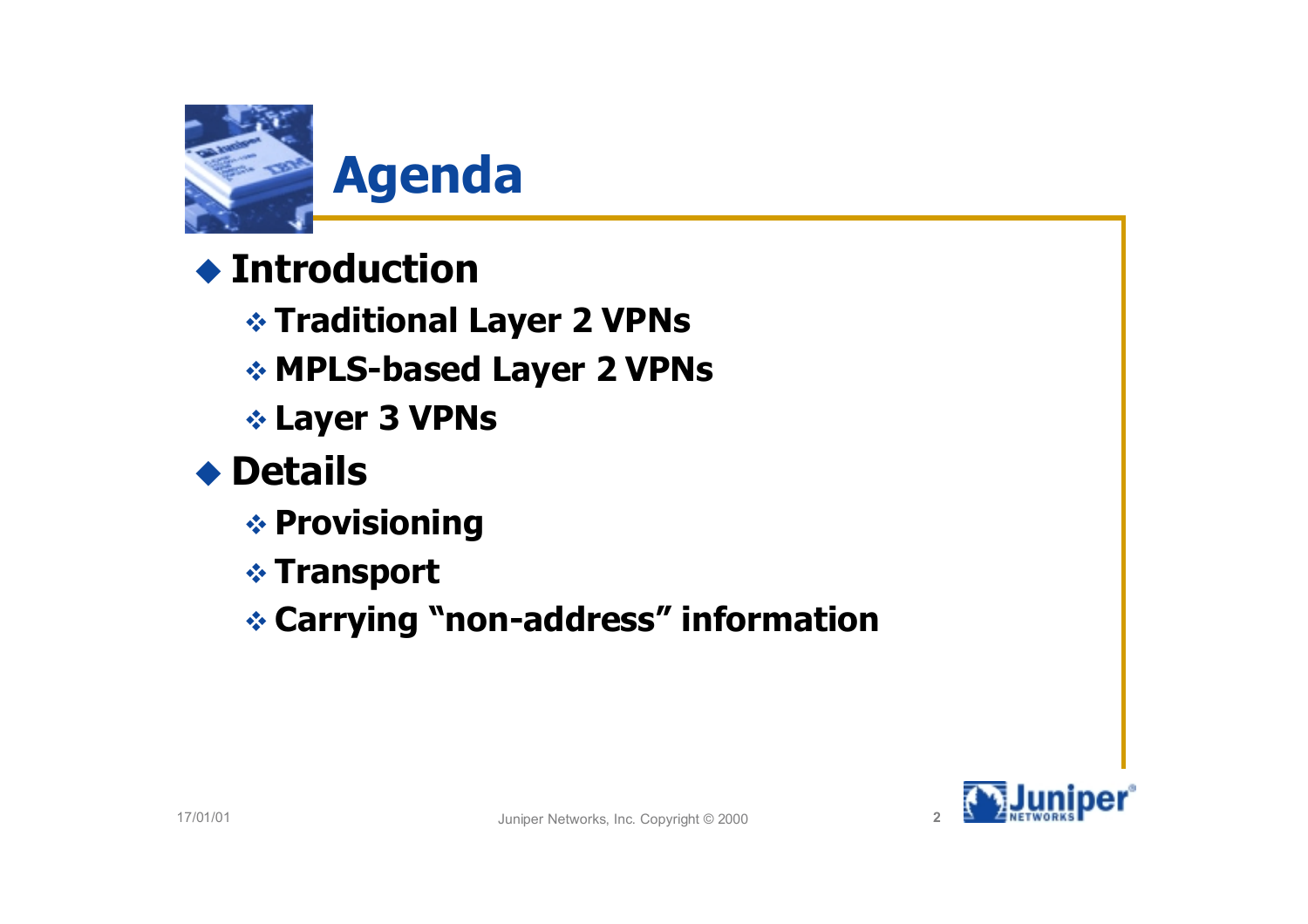# Agenda

- **Introduction**
  - **Traditional Layer 2 VPNs**
  - **MPLS-based Layer 2 VPNs**
  - **Layer 3 VPNs**
- **Details**
  - **Provisioning**
  - **Transport**
  - **Carrying "non-address" information**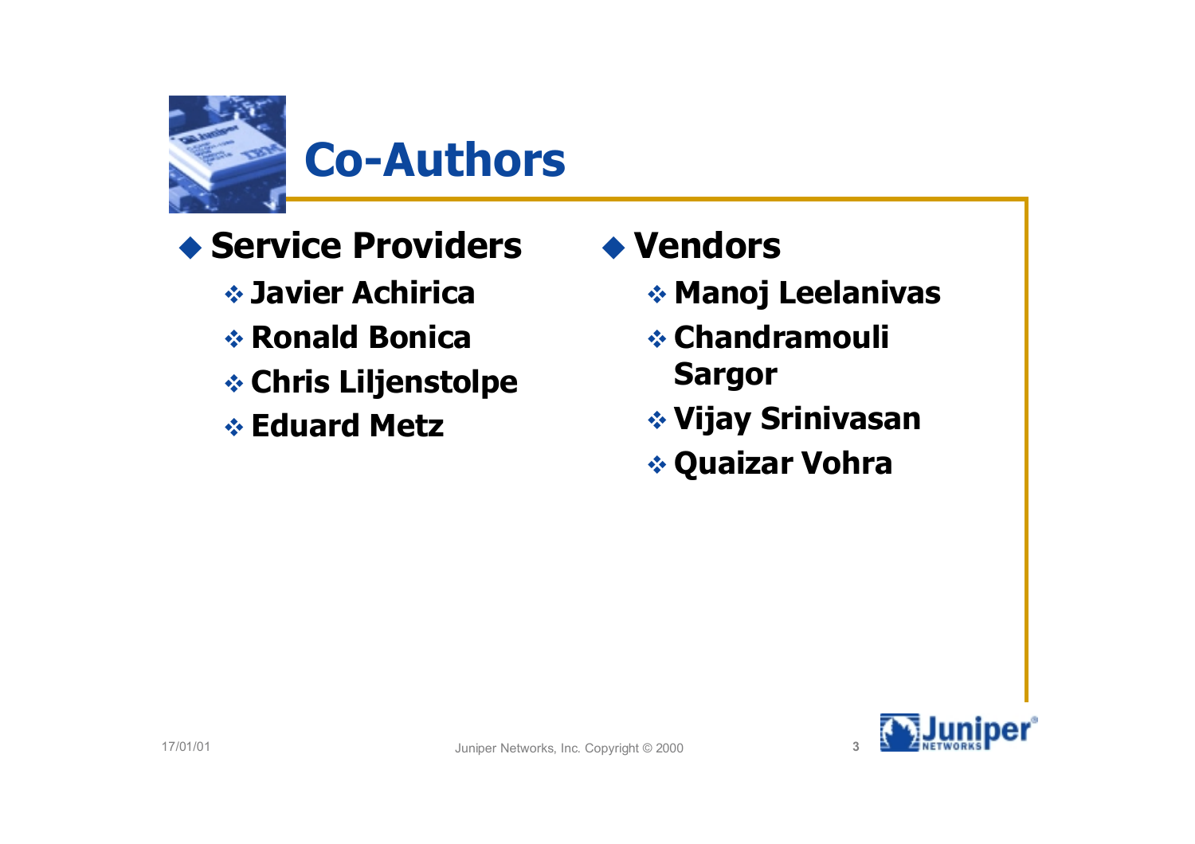# Co-Authors

- **Service Providers**
  - **Javier Achirica**
  - **Ronald Bonica**
  - **Chris Liljenstolpe**
  - **Eduard Metz**

- **Vendors**
  - **Manoj Leelanivas**
  - **Chandramouli Sargor**
  - **Vijay Srinivasan**
  - **Quaizar Vohra**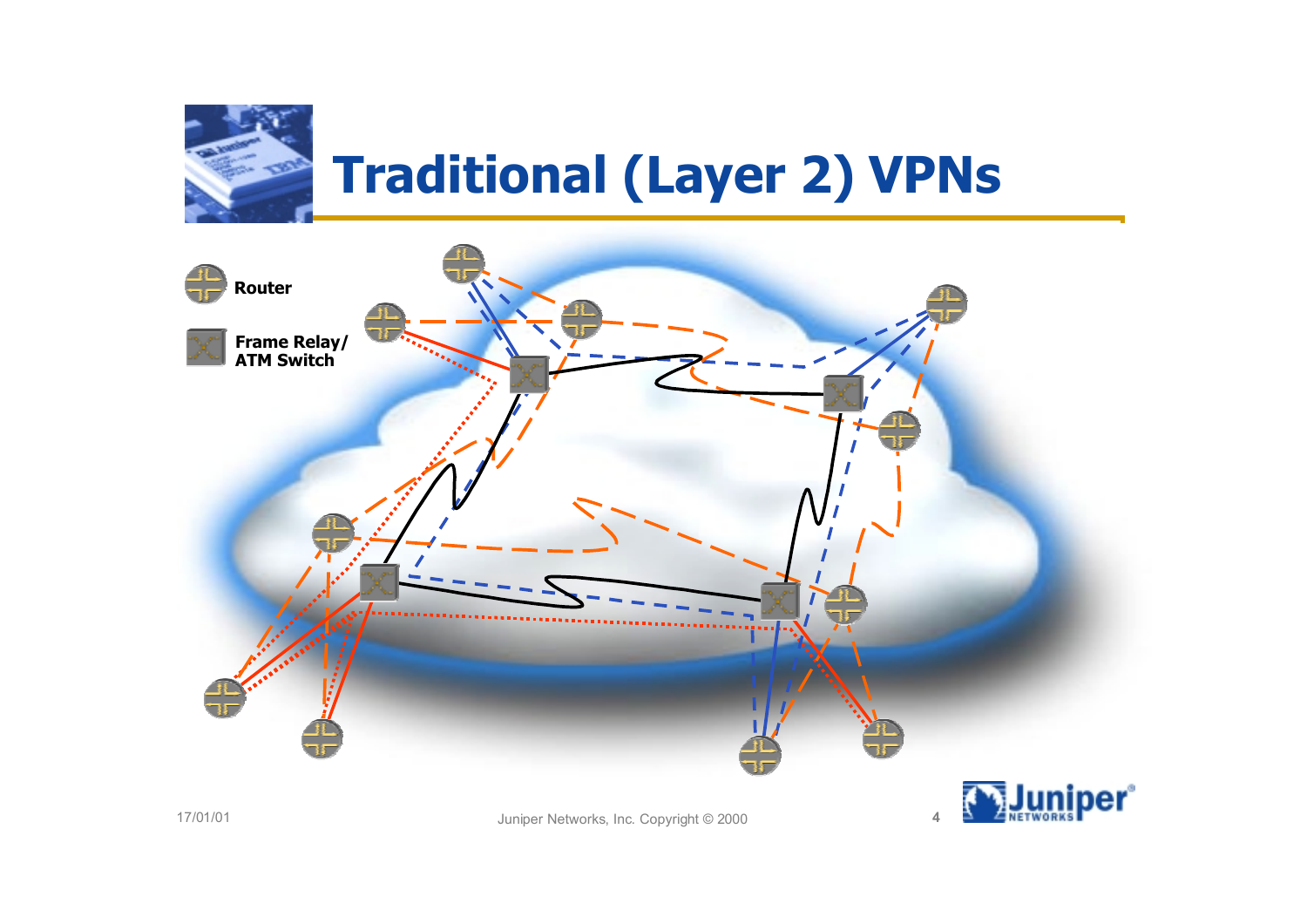# Traditional (Layer 2) VPNs

Router

Frame Relay/ ATM Switch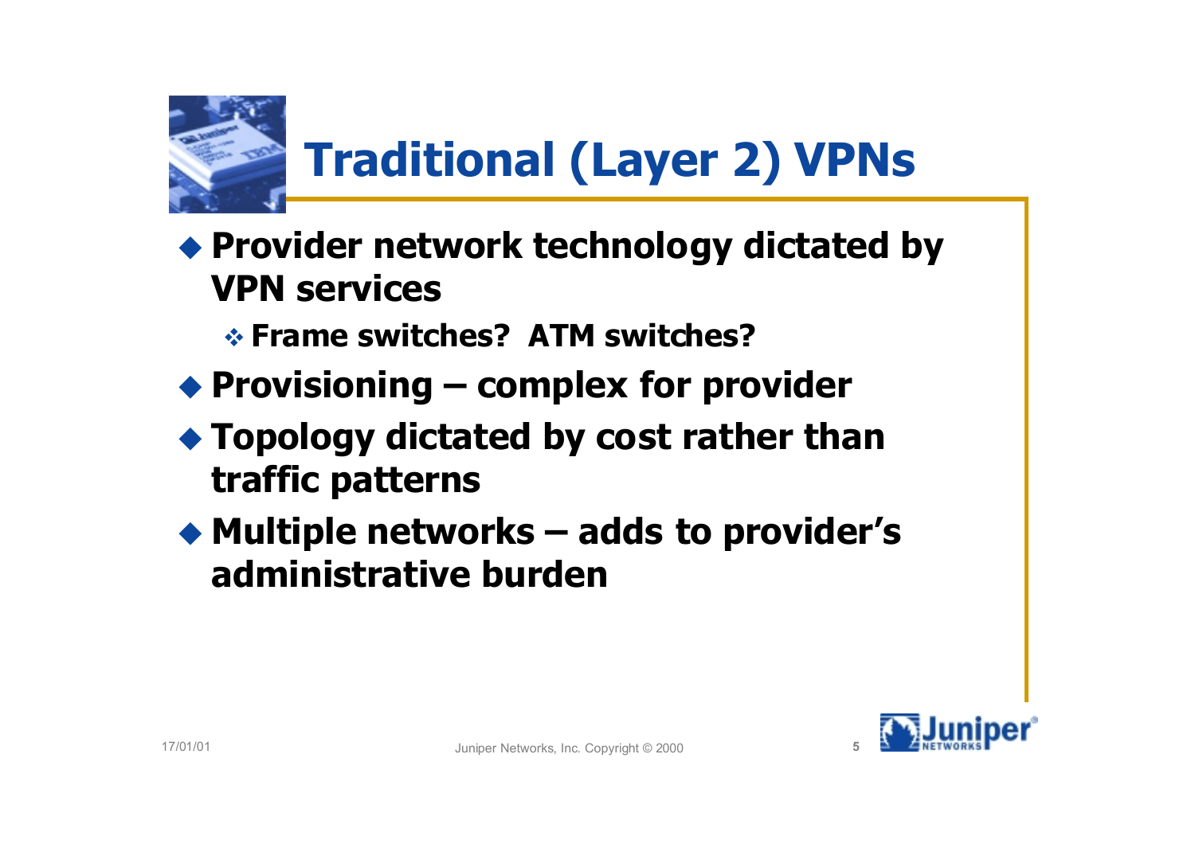# Traditional (Layer 2) VPNs

- **Provider network technology dictated by VPN services**
  - **Frame switches? ATM switches?**
- **Provisioning – complex for provider**
- **Topology dictated by cost rather than traffic patterns**
- **Multiple networks – adds to provider's administrative burden**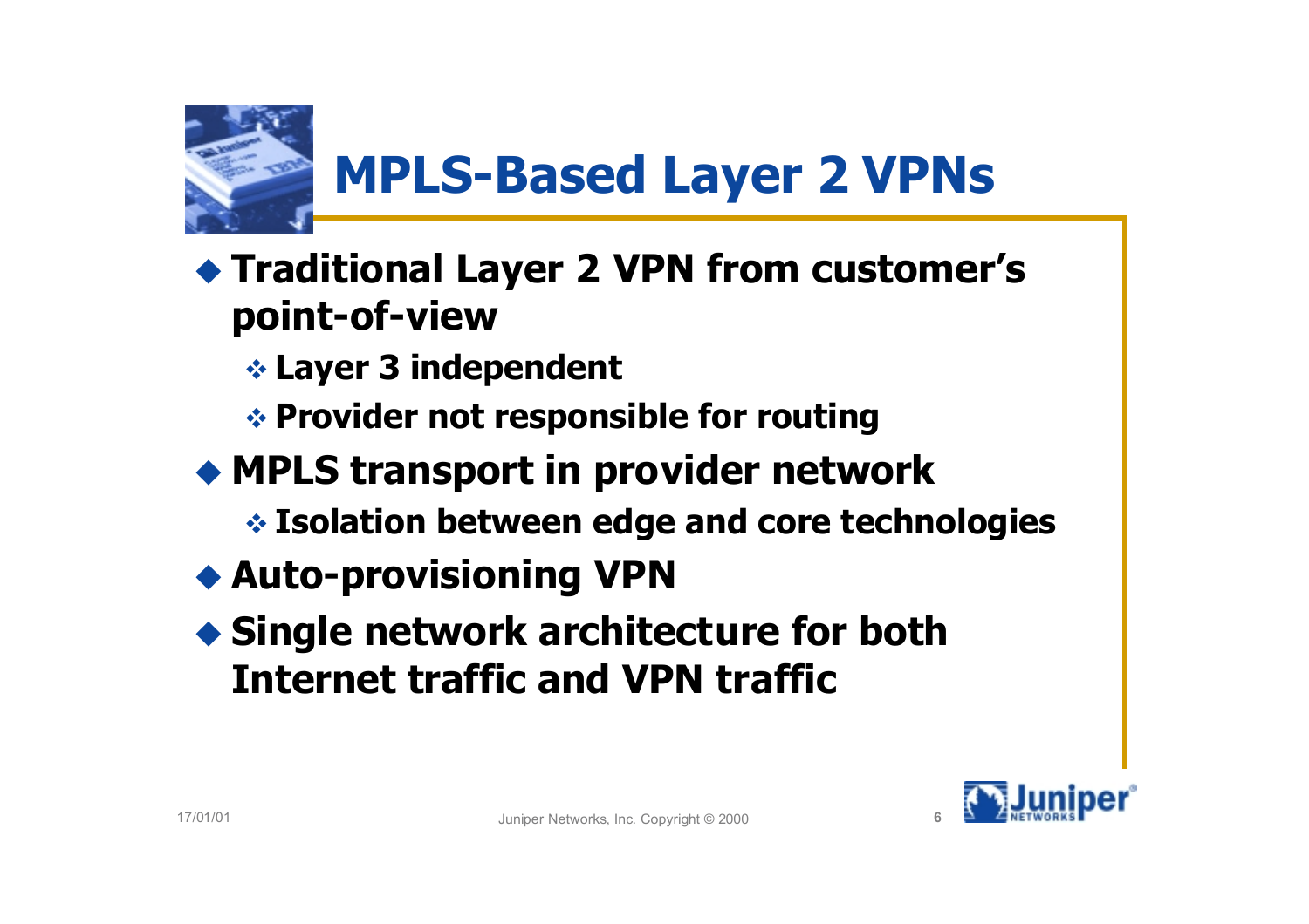# MPLS-Based Layer 2 VPNs

- **Traditional Layer 2 VPN from customer's point-of-view**
  - **Layer 3 independent**
  - **Provider not responsible for routing**
- **MPLS transport in provider network**
  - **Isolation between edge and core technologies**
- **Auto-provisioning VPN**
- **Single network architecture for both Internet traffic and VPN traffic**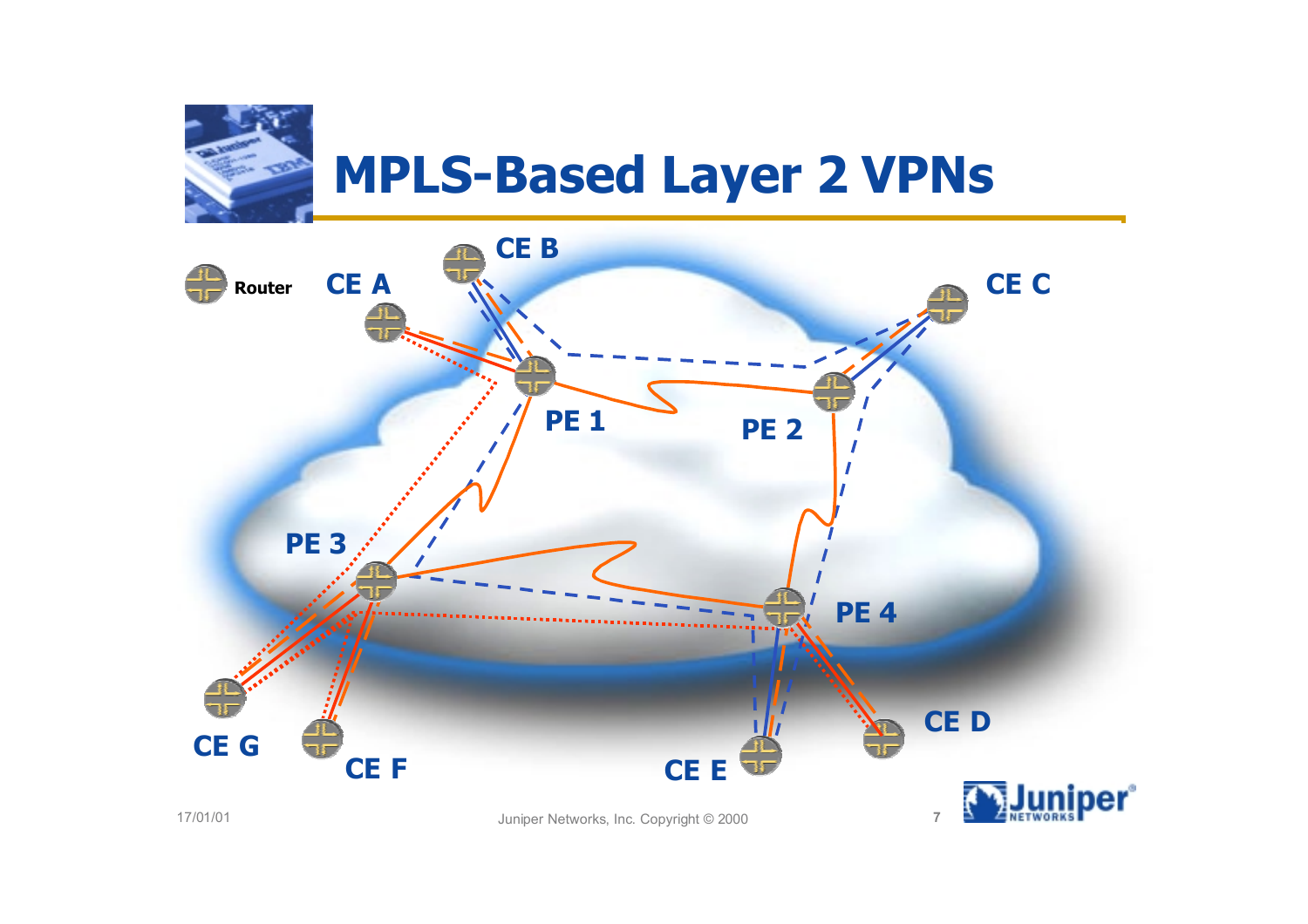# MPLS-Based Layer 2 VPNs

Router

CE A

CE B

CE C

PE 1

PE 2

PE 3

PE 4

CE G

CE F

CE E

CE D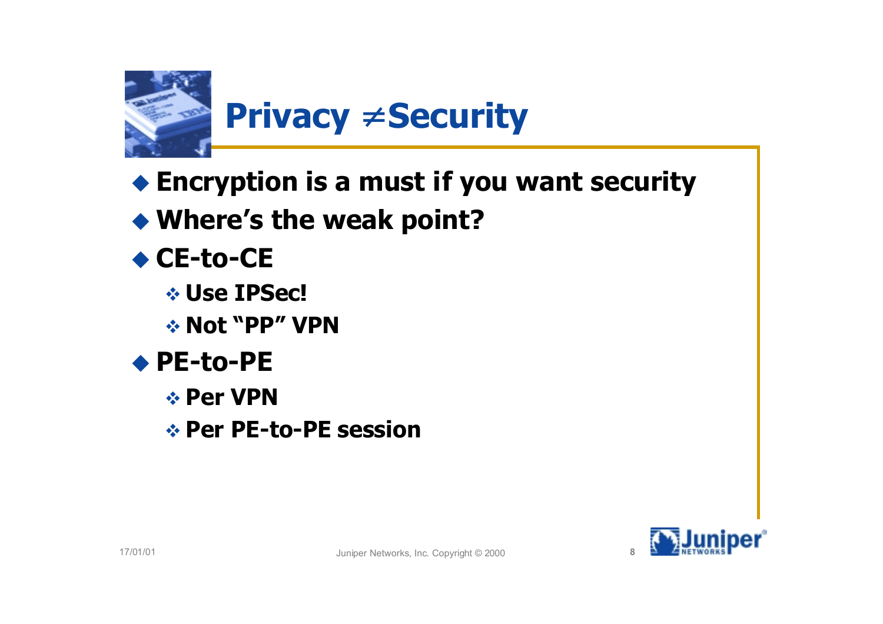# Privacy ≠ Security

- Encryption is a must if you want security
- Where's the weak point?
- CE-to-CE
  - Use IPSec!
  - Not "PP" VPN
- PE-to-PE
  - Per VPN
  - Per PE-to-PE session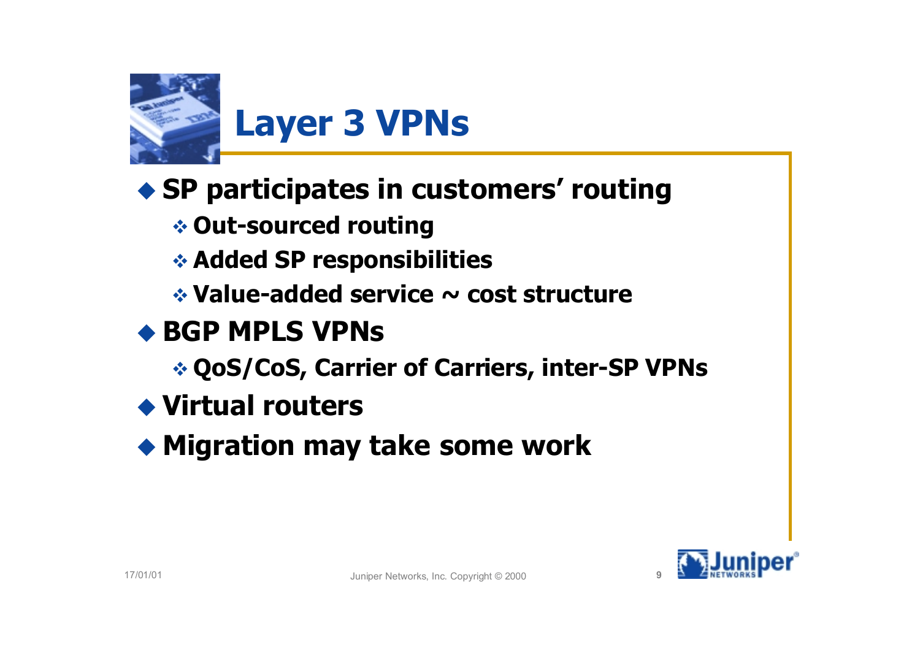# Layer 3 VPNs

- SP participates in customers' routing
  - Out-sourced routing
  - Added SP responsibilities
  - Value-added service ~ cost structure
- BGP MPLS VPNs
  - QoS/CoS, Carrier of Carriers, inter-SP VPNs
- Virtual routers
- Migration may take some work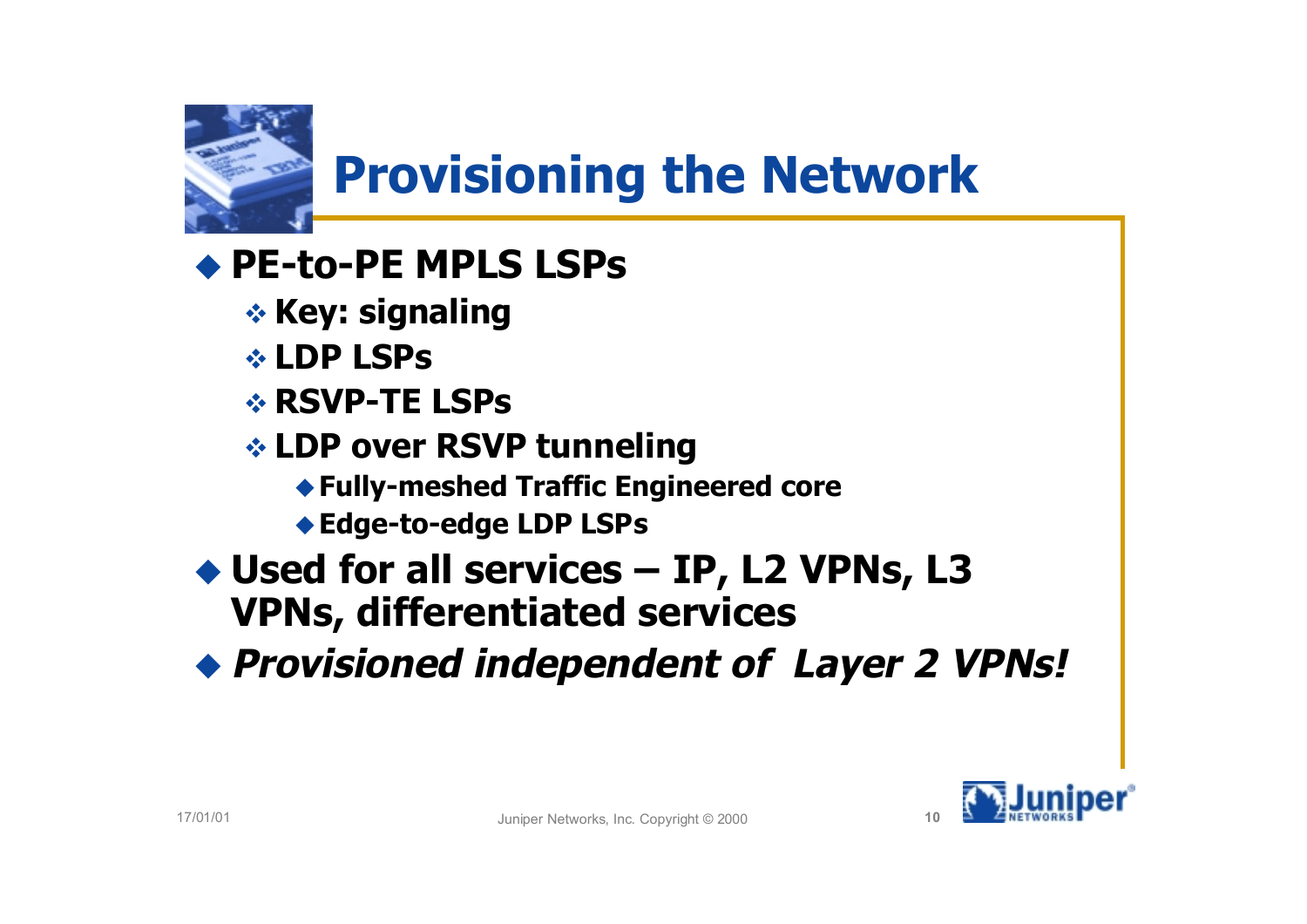# Provisioning the Network

- **PE-to-PE MPLS LSPs**
  - **Key: signaling**
  - **LDP LSPs**
  - **RSVP-TE LSPs**
  - **LDP over RSVP tunneling**
    - **Fully-meshed Traffic Engineered core**
    - **Edge-to-edge LDP LSPs**
- **Used for all services – IP, L2 VPNs, L3 VPNs, differentiated services**
- ***Provisioned independent of Layer 2 VPNs!***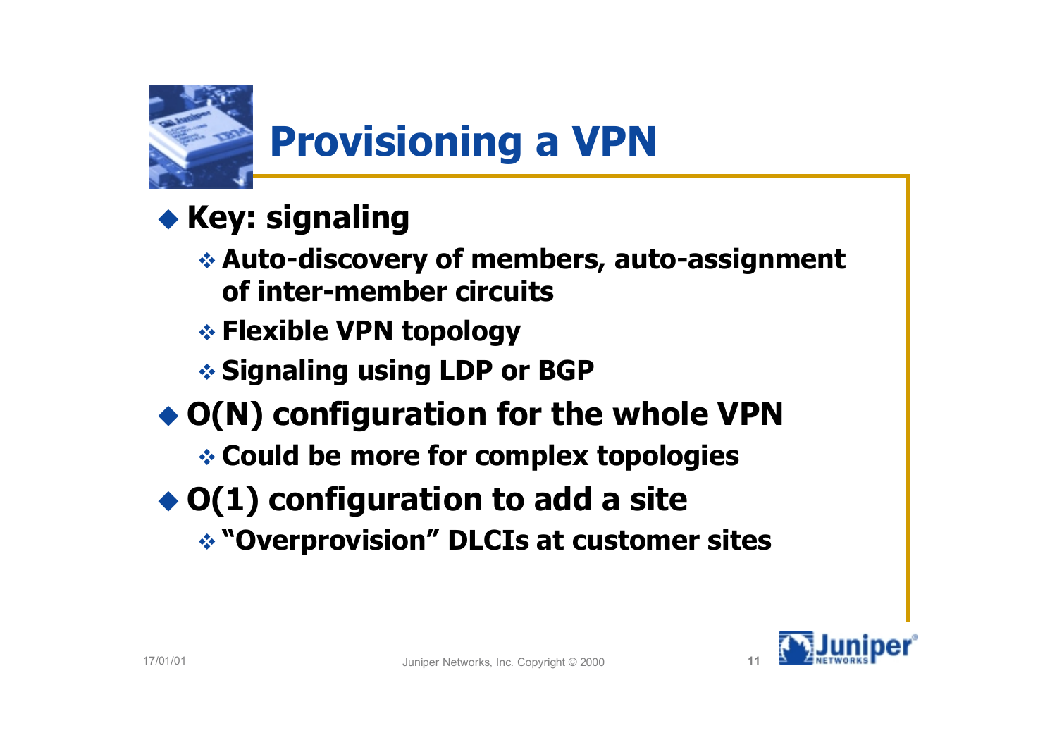# Provisioning a VPN

- **Key: signaling**
  - **Auto-discovery of members, auto-assignment of inter-member circuits**
  - **Flexible VPN topology**
  - **Signaling using LDP or BGP**
- **O(N) configuration for the whole VPN**
  - **Could be more for complex topologies**
- **O(1) configuration to add a site**
  - **"Overprovision" DLCIs at customer sites**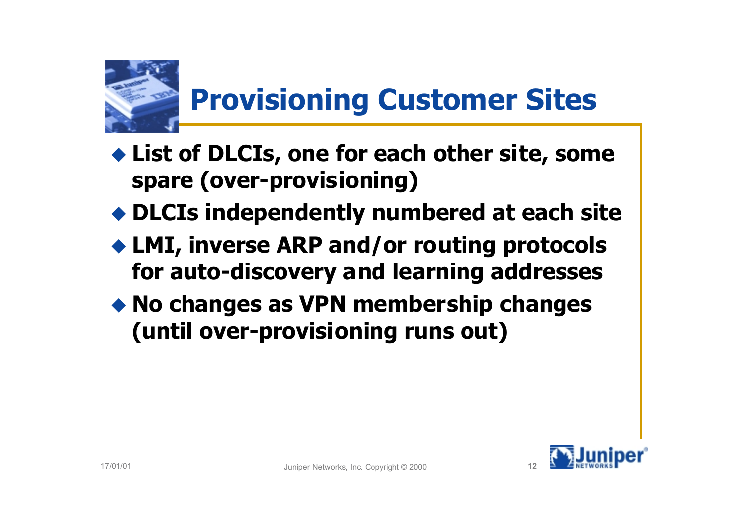# Provisioning Customer Sites

- **List of DLCIs, one for each other site, some spare (over-provisioning)**
- **DLCIs independently numbered at each site**
- **LMI, inverse ARP and/or routing protocols for auto-discovery and learning addresses**
- **No changes as VPN membership changes (until over-provisioning runs out)**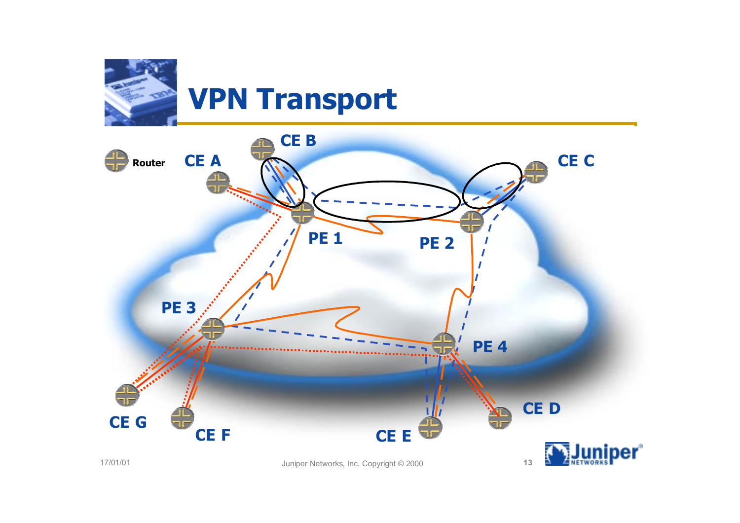# VPN Transport

Router

CE A

CE B

CE C

PE 1

PE 2

PE 3

PE 4

CE D

CE E

CE F

CE G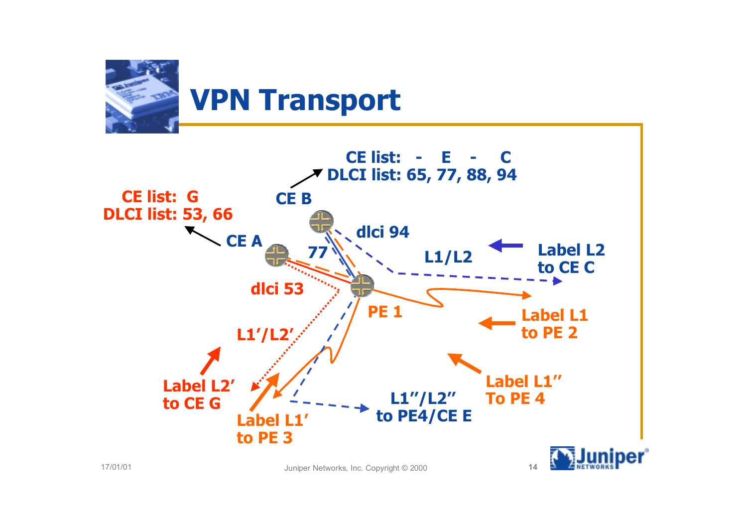# VPN Transport

CE list: - E - C
DLCI list: 65, 77, 88, 94

CE list: G
DLCI list: 53, 66

CE B

CE A

dlci 94

77

L1/L2

Label L2
to CE C

dlci 53

PE 1

Label L1
to PE 2

L1′/L2′

Label L2′
to CE G

Label L1′
to PE 3

L1″/L2″
to PE4/CE E

Label L1″
To PE 4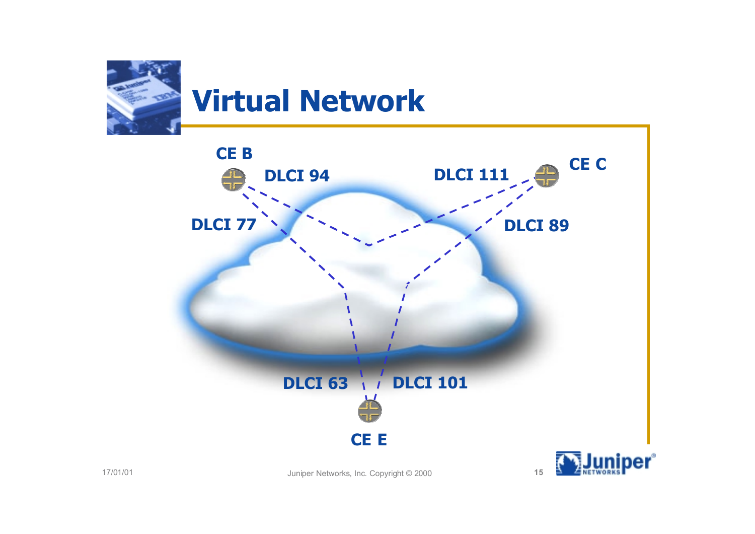# Virtual Network

CE B

DLCI 94

DLCI 77

DLCI 111

CE C

DLCI 89

DLCI 63

DLCI 101

CE E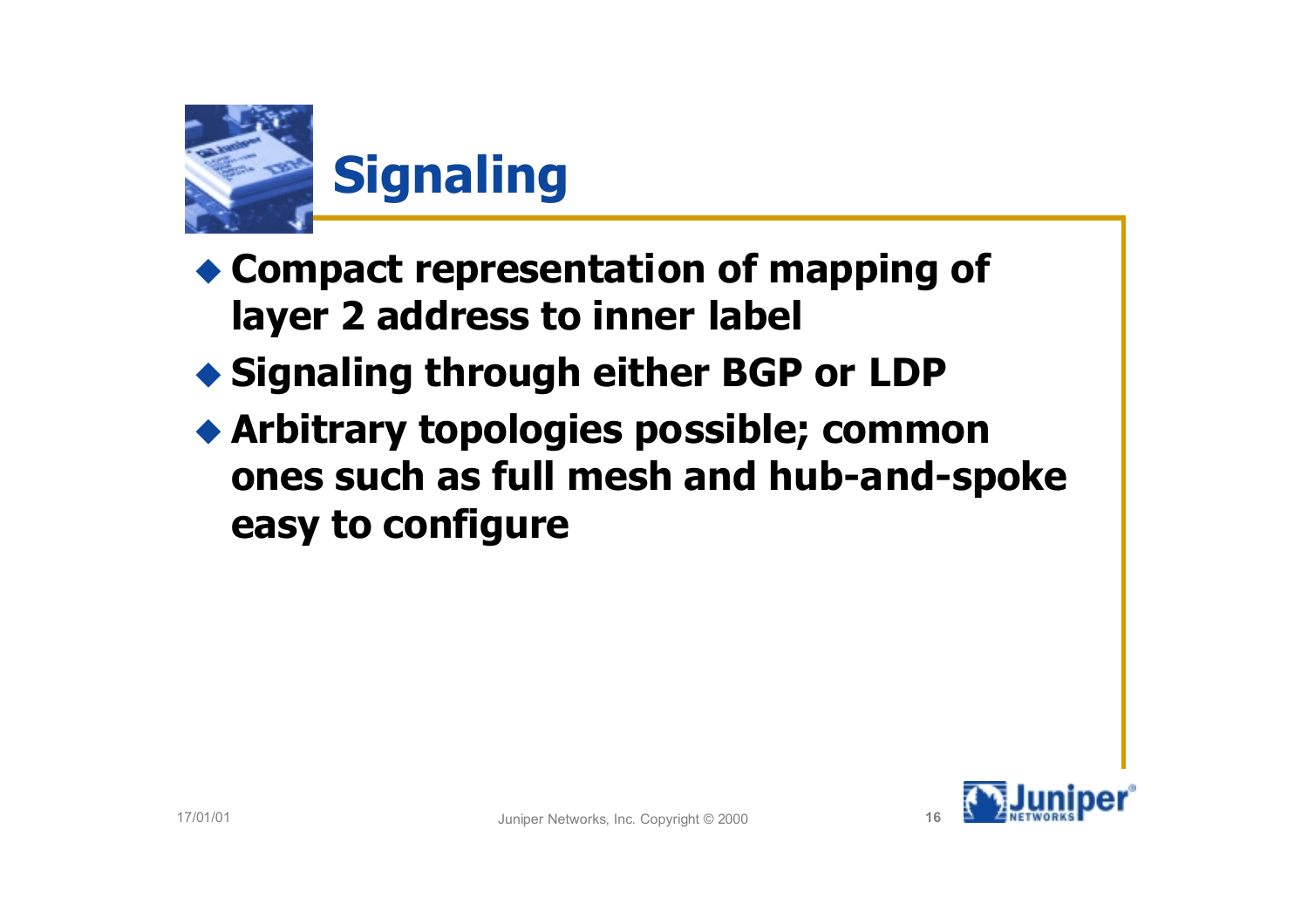# Signaling

- Compact representation of mapping of layer 2 address to inner label
- Signaling through either BGP or LDP
- Arbitrary topologies possible; common ones such as full mesh and hub-and-spoke easy to configure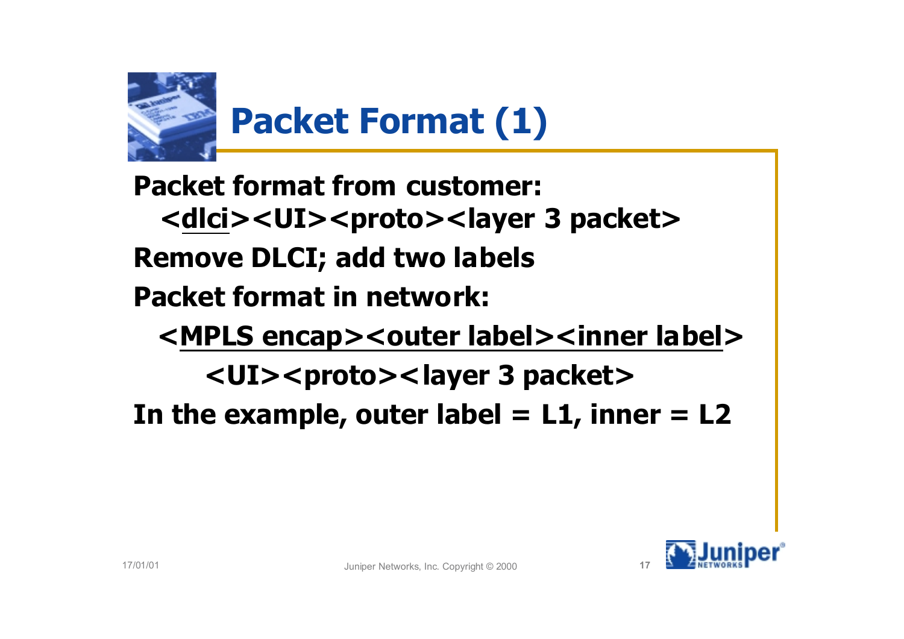# Packet Format (1)

**Packet format from customer:**

**<dlci><UI><proto><layer 3 packet>**

**Remove DLCI; add two labels**

**Packet format in network:**

**<MPLS encap><outer label><inner label>**

**<UI><proto><layer 3 packet>**

**In the example, outer label = L1, inner = L2**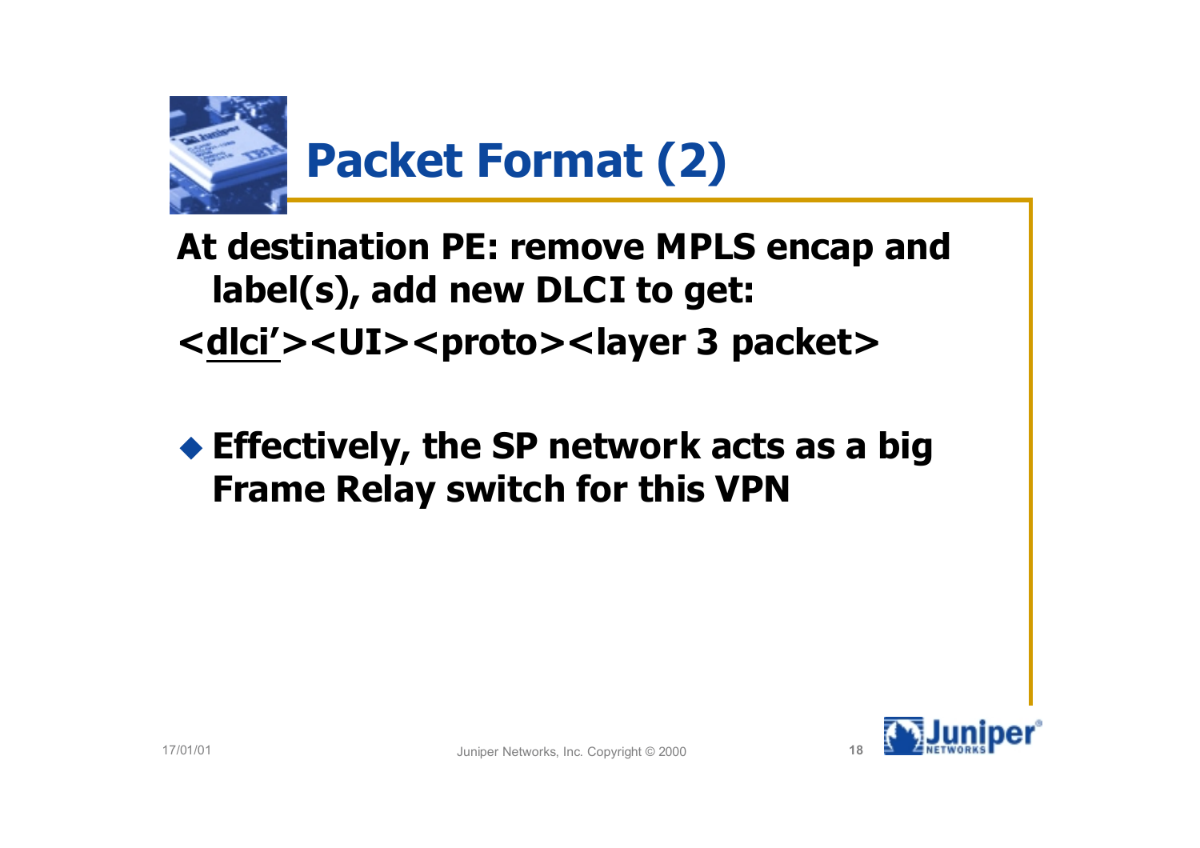# Packet Format (2)

**At destination PE: remove MPLS encap and label(s), add new DLCI to get:**

**<<u>dlci’</u>><UI><proto><layer 3 packet>**

- **Effectively, the SP network acts as a big Frame Relay switch for this VPN**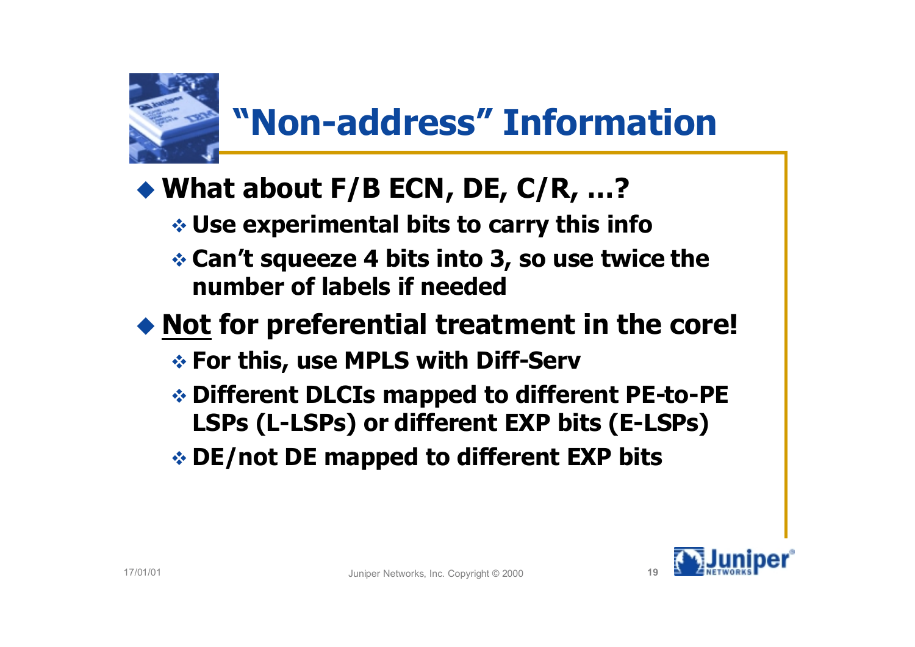# "Non-address" Information

- **What about F/B ECN, DE, C/R, …?**
  - **Use experimental bits to carry this info**
  - **Can't squeeze 4 bits into 3, so use twice the number of labels if needed**
- **Not for preferential treatment in the core!**
  - **For this, use MPLS with Diff-Serv**
  - **Different DLCIs mapped to different PE-to-PE LSPs (L-LSPs) or different EXP bits (E-LSPs)**
  - **DE/not DE mapped to different EXP bits**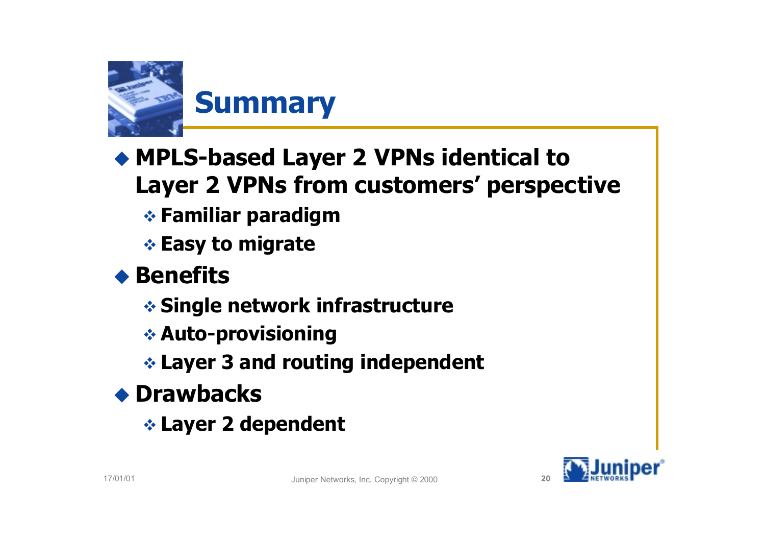# Summary

- **MPLS-based Layer 2 VPNs identical to Layer 2 VPNs from customers' perspective**
  - **Familiar paradigm**
  - **Easy to migrate**
- **Benefits**
  - **Single network infrastructure**
  - **Auto-provisioning**
  - **Layer 3 and routing independent**
- **Drawbacks**
  - **Layer 2 dependent**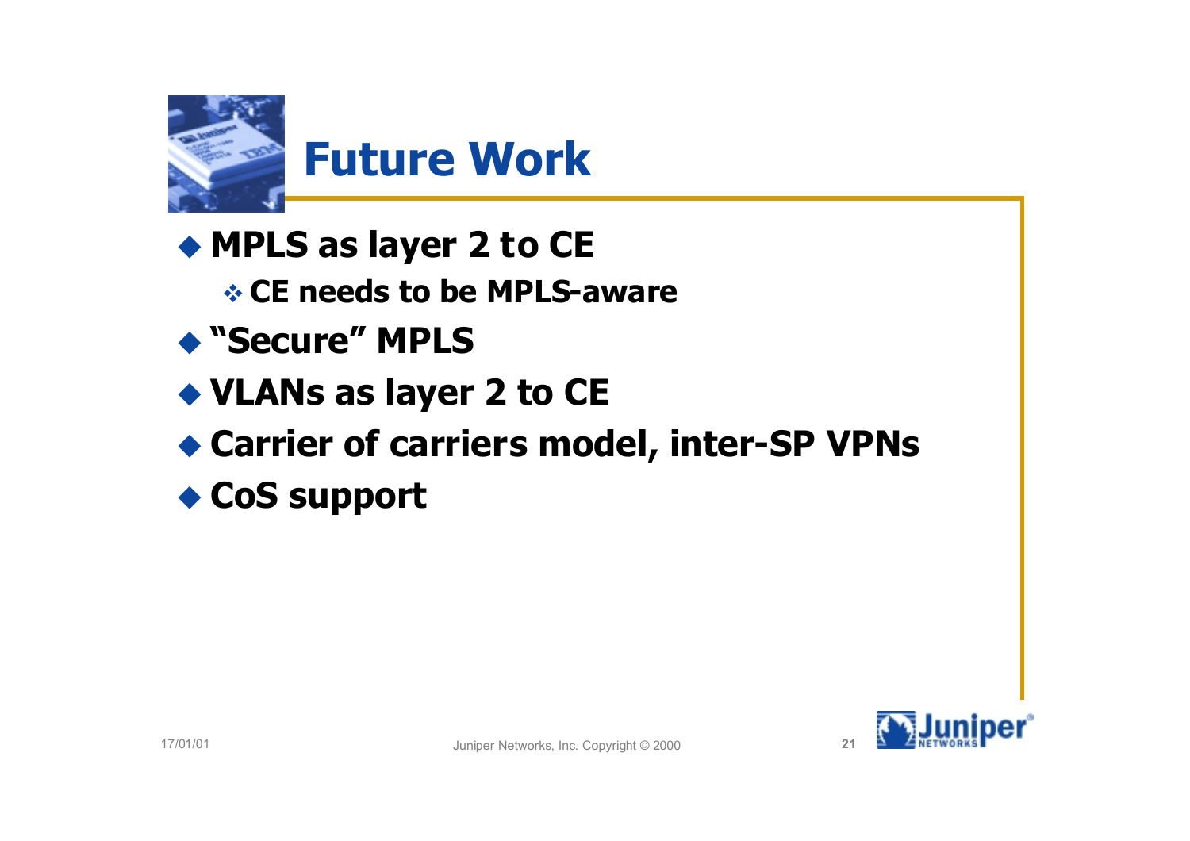# Future Work

- MPLS as layer 2 to CE
  - CE needs to be MPLS-aware
- "Secure" MPLS
- VLANs as layer 2 to CE
- Carrier of carriers model, inter-SP VPNs
- CoS support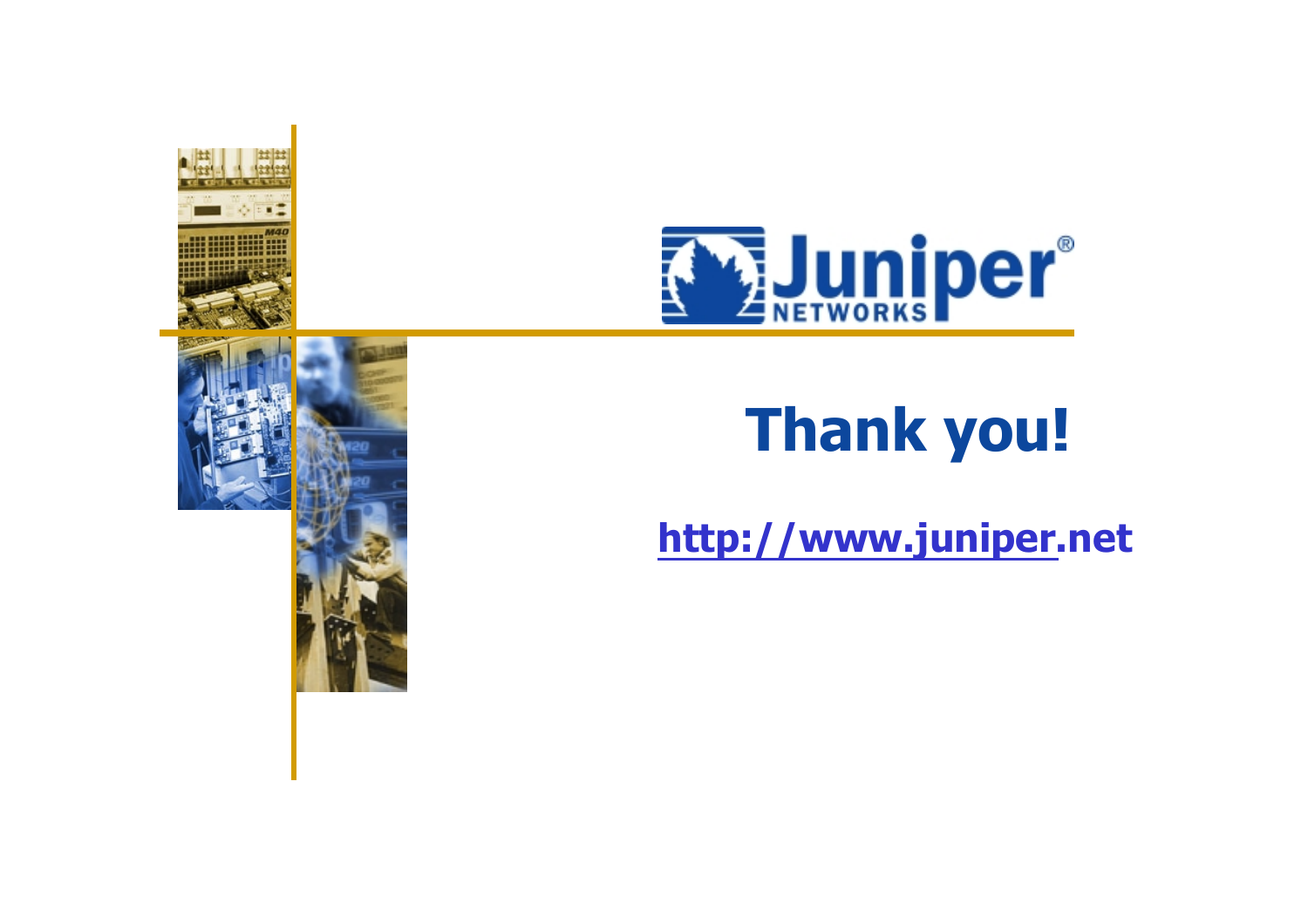# Thank you!

http://www.juniper.net